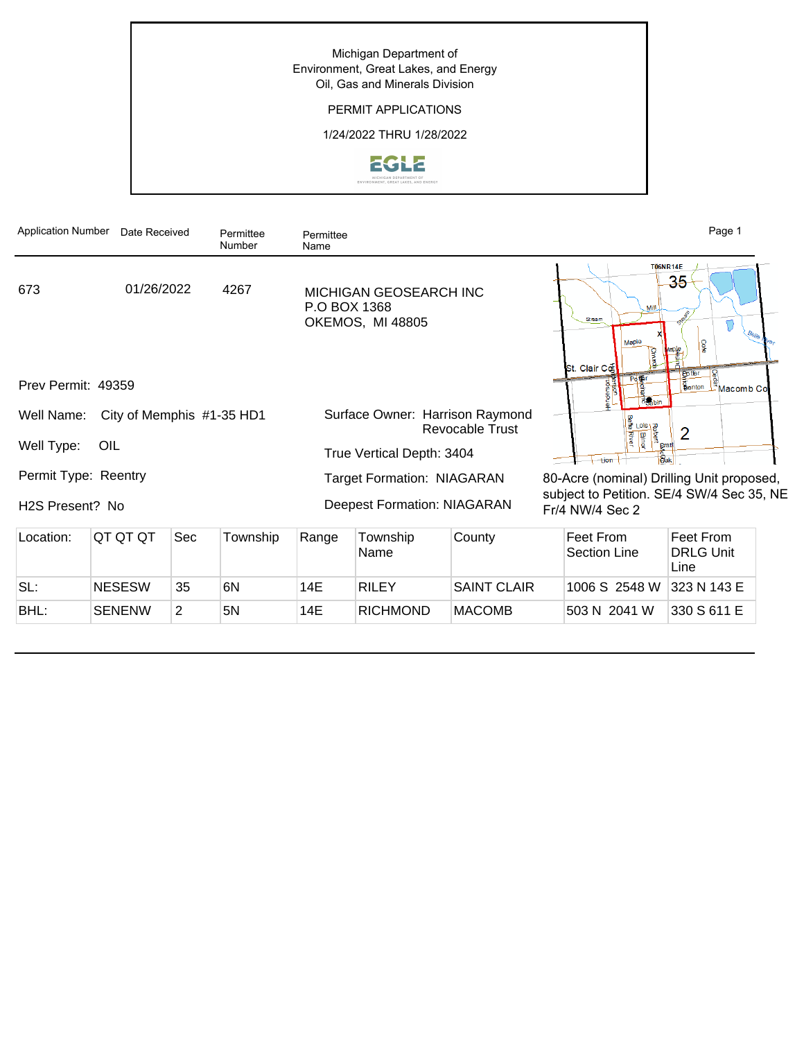Michigan Department of
Environment, Great Lakes, and Energy
Oil, Gas and Minerals Division

PERMIT APPLICATIONS

1/24/2022 THRU 1/28/2022

| Application Number | Date Received | Permittee Number | Permittee Name |
|---|---|---|---|
| 673 | 01/26/2022 | 4267 | MICHIGAN GEOSEARCH INC<br>P.O BOX 1368<br>OKEMOS, MI 48805 |

Prev Permit: 49359

Well Name: City of Memphis #1-35 HD1

Well Type: OIL

Permit Type: Reentry

H2S Present? No

Surface Owner: Harrison Raymond Revocable Trust

True Vertical Depth: 3404

Target Formation: NIAGARAN

Deepest Formation: NIAGARAN

80-Acre (nominal) Drilling Unit proposed, subject to Petition. SE/4 SW/4 Sec 35, NE Fr/4 NW/4 Sec 2

| Location: | QT QT QT | Sec | Township | Range | Township Name | County | Feet From Section Line | Feet From DRLG Unit Line |
|---|---|---|---|---|---|---|---|---|
| SL: | NESESW | 35 | 6N | 14E | RILEY | SAINT CLAIR | 1006 S 2548 W | 323 N 143 E |
| BHL: | SENENW | 2 | 5N | 14E | RICHMOND | MACOMB | 503 N 2041 W | 330 S 611 E |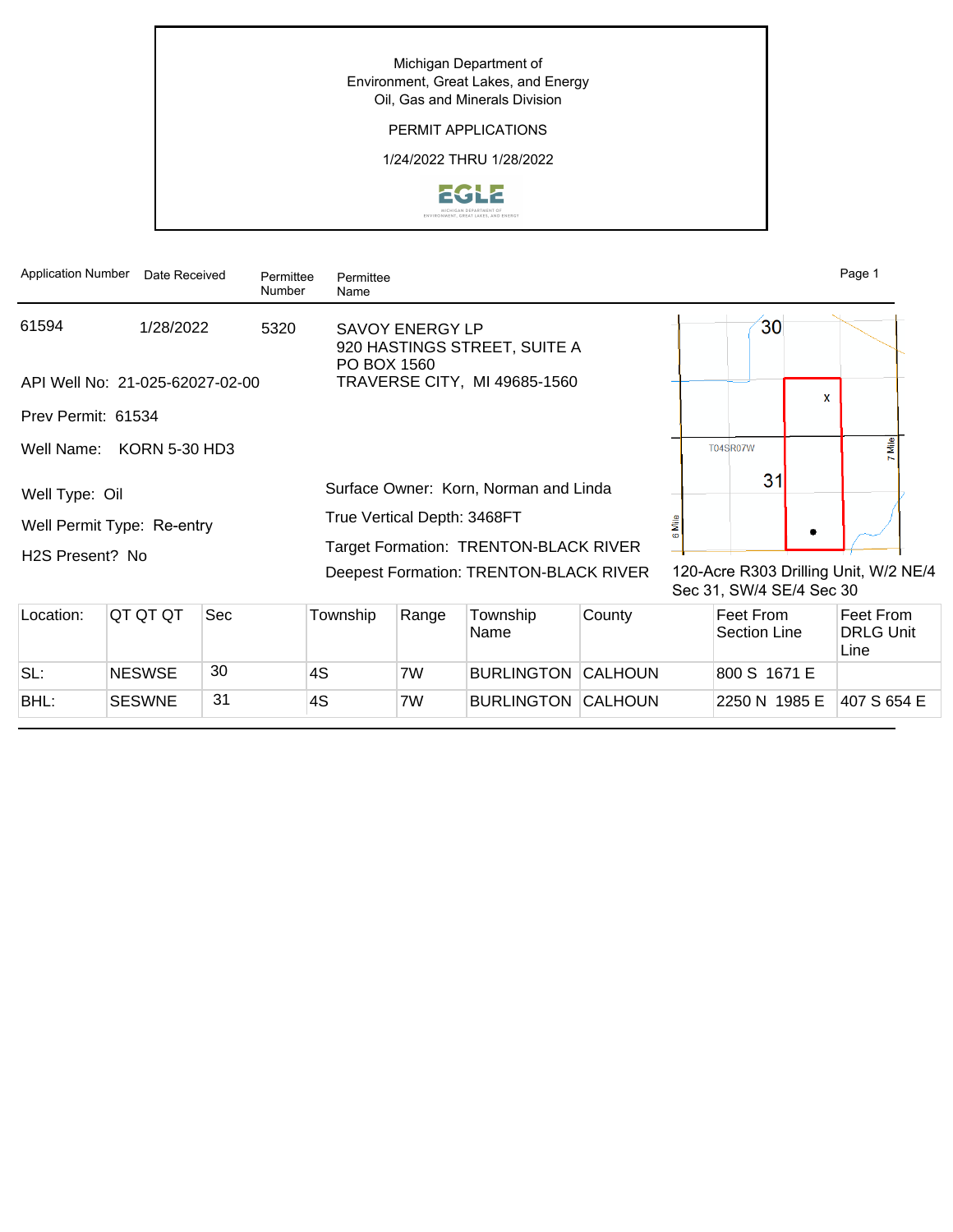Michigan Department of Environment, Great Lakes, and Energy
Oil, Gas and Minerals Division

PERMIT APPLICATIONS

1/24/2022 THRU 1/28/2022

| Application Number | Date Received | Permittee Number | Permittee Name |
|---|---|---|---|
| 61594 | 1/28/2022 | 5320 | SAVOY ENERGY LP<br>920 HASTINGS STREET, SUITE A<br>PO BOX 1560<br>TRAVERSE CITY, MI 49685-1560 |

API Well No: 21-025-62027-02-00

Prev Permit: 61534

Well Name: KORN 5-30 HD3

Well Type: Oil

Well Permit Type: Re-entry

H2S Present? No

Surface Owner: Korn, Norman and Linda

True Vertical Depth: 3468FT

Target Formation: TRENTON-BLACK RIVER

Deepest Formation: TRENTON-BLACK RIVER

120-Acre R303 Drilling Unit, W/2 NE/4 Sec 31, SW/4 SE/4 Sec 30

| Location: | QT QT QT | Sec | Township | Range | Township Name | County | Feet From Section Line | Feet From DRLG Unit Line |
|---|---|---|---|---|---|---|---|---|
| SL: | NESWSE | 30 | 4S | 7W | BURLINGTON | CALHOUN | 800 S 1671 E | |
| BHL: | SESWNE | 31 | 4S | 7W | BURLINGTON | CALHOUN | 2250 N 1985 E | 407 S 654 E |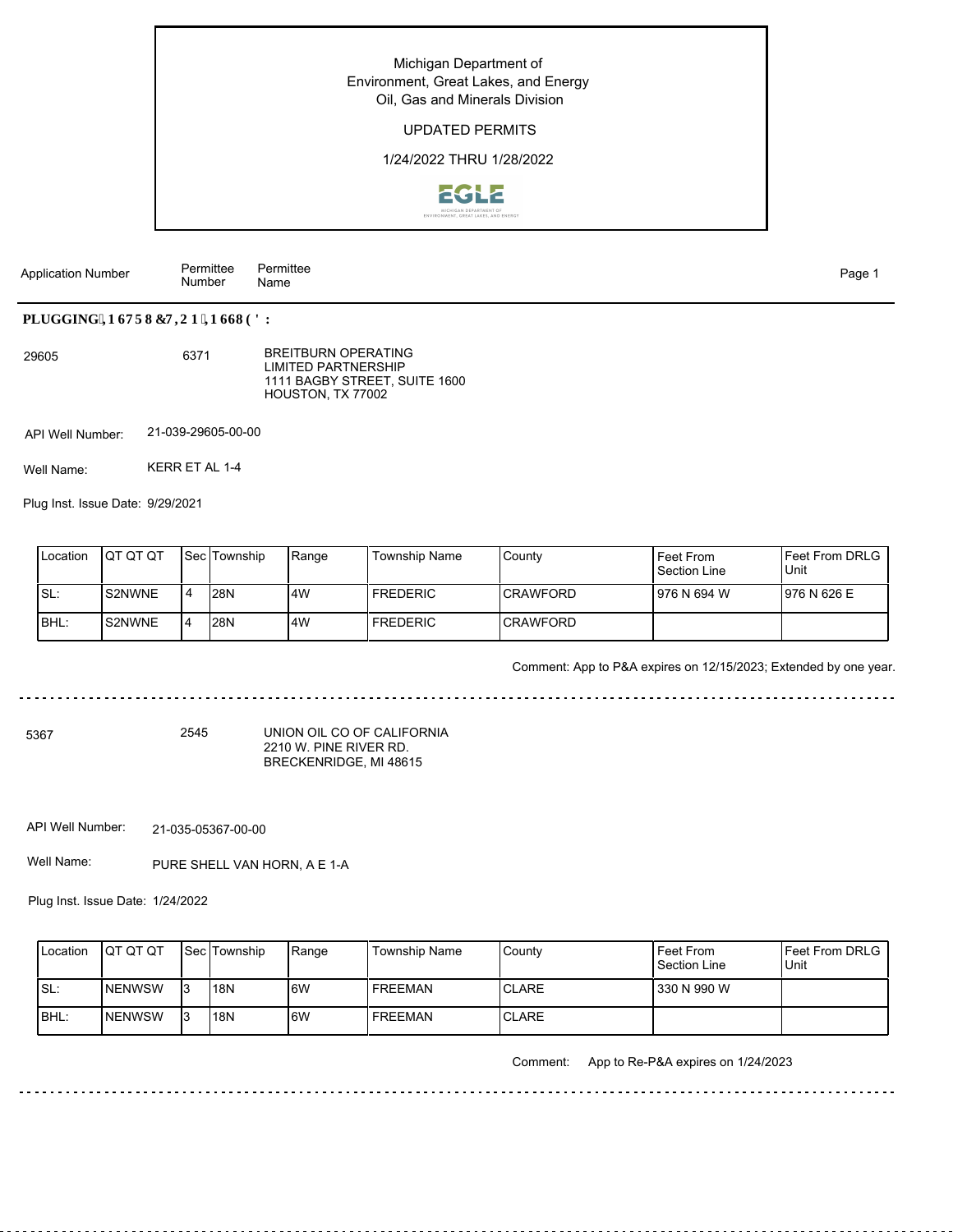# Michigan Department of Environment, Great Lakes, and Energy
## Oil, Gas and Minerals Division

UPDATED PERMITS

1/24/2022 THRU 1/28/2022

| Application Number | Permittee Number | Permittee Name |
|---|---|---|

**PLUGGING INSTRUCTIONS ISSUED:**

29605 | 6371 | BREITBURN OPERATING LIMITED PARTNERSHIP
1111 BAGBY STREET, SUITE 1600
HOUSTON, TX 77002

API Well Number: 21-039-29605-00-00

Well Name: KERR ET AL 1-4

Plug Inst. Issue Date: 9/29/2021

| Location | QT QT QT | Sec | Township | Range | Township Name | County | Feet From Section Line | Feet From DRLG Unit |
|---|---|---|---|---|---|---|---|---|
| SL: | S2NWNE | 4 | 28N | 4W | FREDERIC | CRAWFORD | 976 N 694 W | 976 N 626 E |
| BHL: | S2NWNE | 4 | 28N | 4W | FREDERIC | CRAWFORD | | |

Comment: App to P&A expires on 12/15/2023; Extended by one year.

---

5367 | 2545 | UNION OIL CO OF CALIFORNIA
2210 W. PINE RIVER RD.
BRECKENRIDGE, MI 48615

API Well Number: 21-035-05367-00-00

Well Name: PURE SHELL VAN HORN, A E 1-A

Plug Inst. Issue Date: 1/24/2022

| Location | QT QT QT | Sec | Township | Range | Township Name | County | Feet From Section Line | Feet From DRLG Unit |
|---|---|---|---|---|---|---|---|---|
| SL: | NENWSW | 3 | 18N | 6W | FREEMAN | CLARE | 330 N 990 W | |
| BHL: | NENWSW | 3 | 18N | 6W | FREEMAN | CLARE | | |

Comment: App to Re-P&A expires on 1/24/2023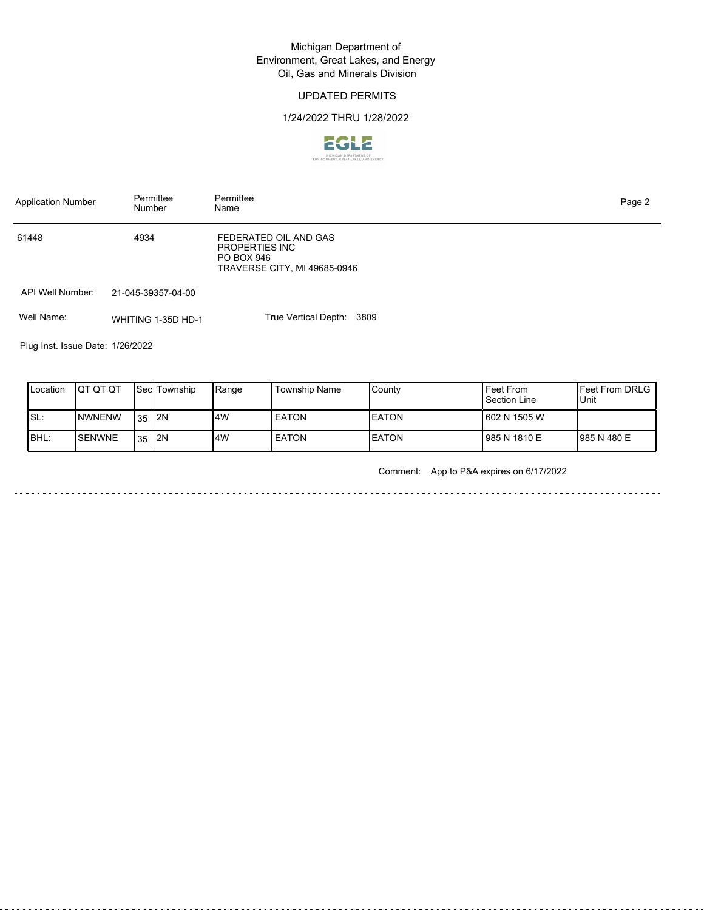Michigan Department of
Environment, Great Lakes, and Energy
Oil, Gas and Minerals Division

UPDATED PERMITS

1/24/2022 THRU 1/28/2022

| Application Number | Permittee Number | Permittee Name |
|---|---|---|
| 61448 | 4934 | FEDERATED OIL AND GAS PROPERTIES INC<br>PO BOX 946<br>TRAVERSE CITY, MI 49685-0946 |

API Well Number: 21-045-39357-04-00

Well Name: WHITING 1-35D HD-1

True Vertical Depth: 3809

Plug Inst. Issue Date: 1/26/2022

| Location | QT QT QT | Sec | Township | Range | Township Name | County | Feet From Section Line | Feet From DRLG Unit |
|---|---|---|---|---|---|---|---|---|
| SL: | NWNENW | 35 | 2N | 4W | EATON | EATON | 602 N 1505 W | |
| BHL: | SENWNE | 35 | 2N | 4W | EATON | EATON | 985 N 1810 E | 985 N 480 E |

Comment: App to P&A expires on 6/17/2022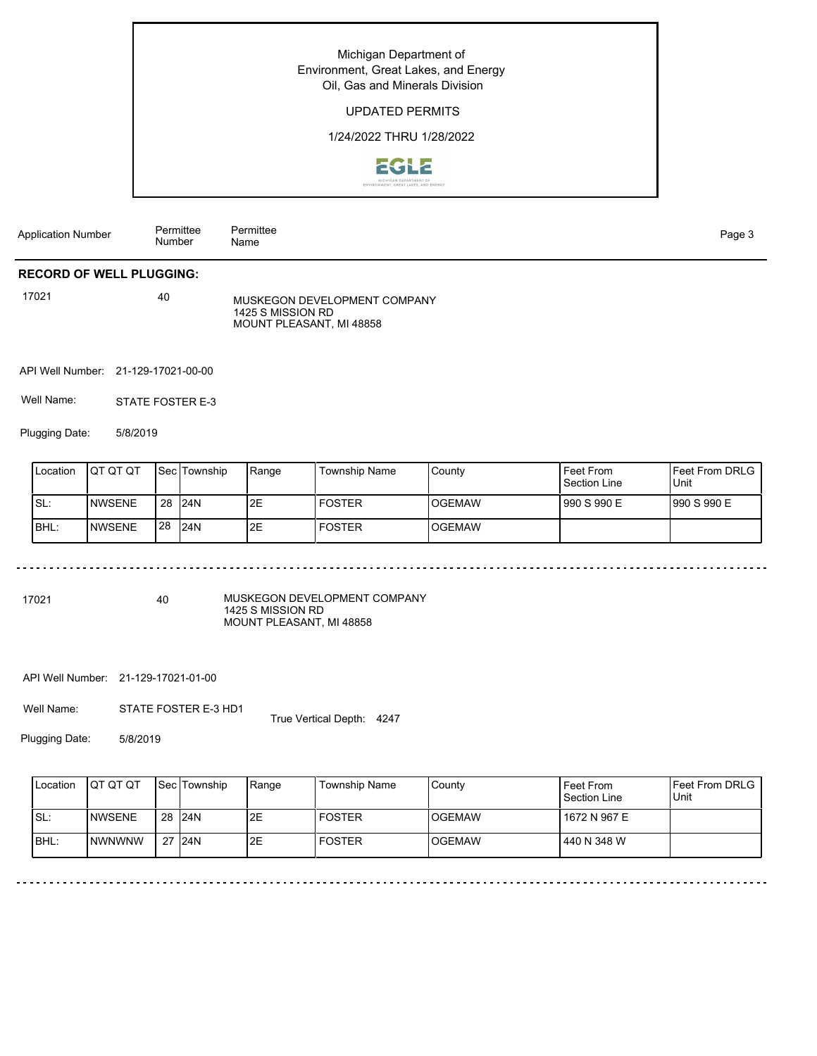Michigan Department of Environment, Great Lakes, and Energy
Oil, Gas and Minerals Division

UPDATED PERMITS

1/24/2022 THRU 1/28/2022

| Application Number | Permittee Number | Permittee Name |
|---|---|---|

## RECORD OF WELL PLUGGING:

17021 | 40 | MUSKEGON DEVELOPMENT COMPANY
1425 S MISSION RD
MOUNT PLEASANT, MI 48858

API Well Number: 21-129-17021-00-00

Well Name: STATE FOSTER E-3

Plugging Date: 5/8/2019

| Location | QT QT QT | Sec | Township | Range | Township Name | County | Feet From Section Line | Feet From DRLG Unit |
|---|---|---|---|---|---|---|---|---|
| SL: | NWSENE | 28 | 24N | 2E | FOSTER | OGEMAW | 990 S 990 E | 990 S 990 E |
| BHL: | NWSENE | 28 | 24N | 2E | FOSTER | OGEMAW | | |

---

17021 | 40 | MUSKEGON DEVELOPMENT COMPANY
1425 S MISSION RD
MOUNT PLEASANT, MI 48858

API Well Number: 21-129-17021-01-00

Well Name: STATE FOSTER E-3 HD1

True Vertical Depth: 4247

Plugging Date: 5/8/2019

| Location | QT QT QT | Sec | Township | Range | Township Name | County | Feet From Section Line | Feet From DRLG Unit |
|---|---|---|---|---|---|---|---|---|
| SL: | NWSENE | 28 | 24N | 2E | FOSTER | OGEMAW | 1672 N 967 E | |
| BHL: | NWNWNW | 27 | 24N | 2E | FOSTER | OGEMAW | 440 N 348 W | |

---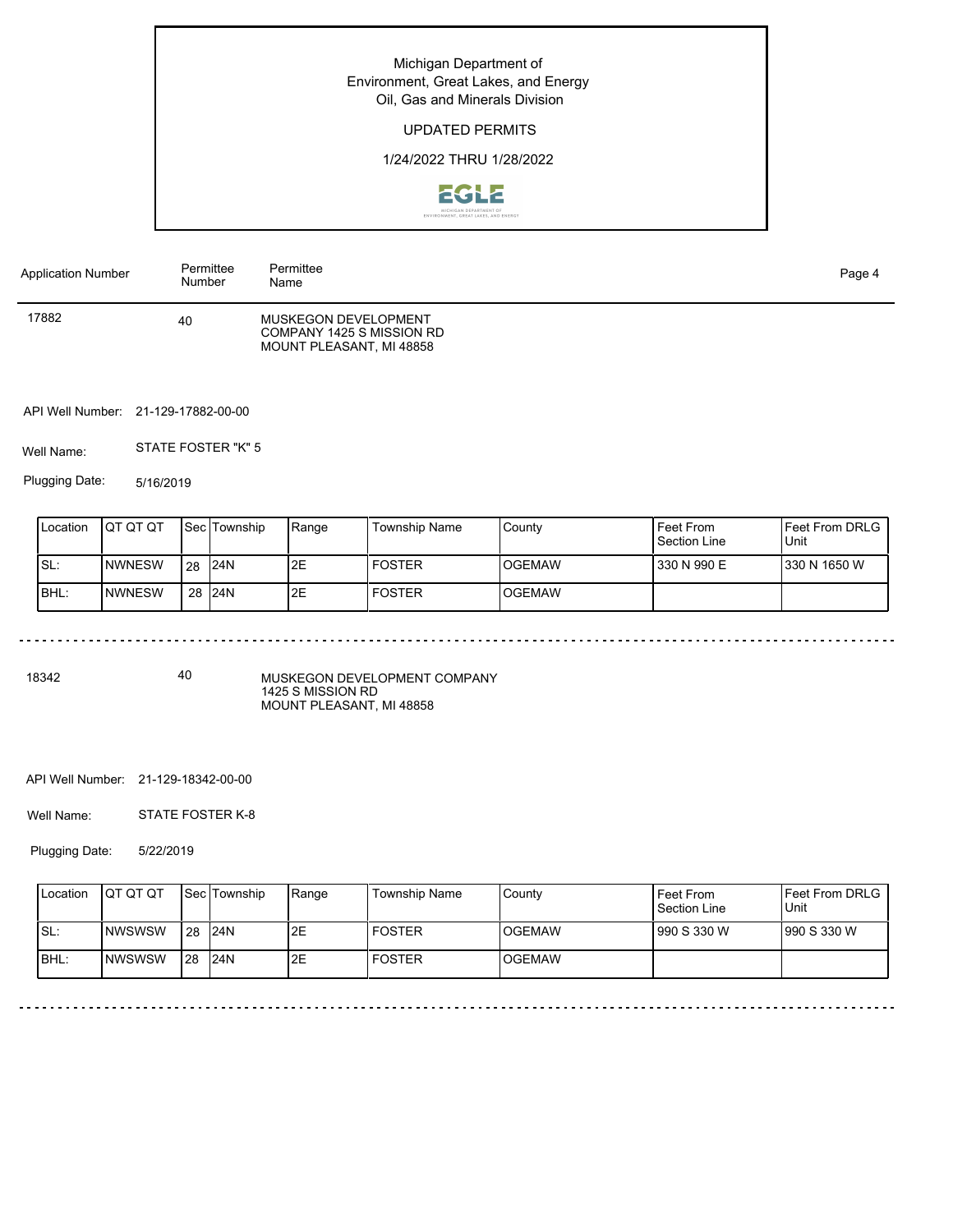Michigan Department of
Environment, Great Lakes, and Energy
Oil, Gas and Minerals Division

UPDATED PERMITS

1/24/2022 THRU 1/28/2022

| Application Number | Permittee Number | Permittee Name |
|---|---|---|
| 17882 | 40 | MUSKEGON DEVELOPMENT COMPANY 1425 S MISSION RD MOUNT PLEASANT, MI 48858 |

API Well Number: 21-129-17882-00-00

Well Name: STATE FOSTER "K" 5

Plugging Date: 5/16/2019

| Location | QT QT QT | Sec | Township | Range | Township Name | County | Feet From Section Line | Feet From DRLG Unit |
|---|---|---|---|---|---|---|---|---|
| SL: | NWNESW | 28 | 24N | 2E | FOSTER | OGEMAW | 330 N 990 E | 330 N 1650 W |
| BHL: | NWNESW | 28 | 24N | 2E | FOSTER | OGEMAW | | |

---

| Application Number | Permittee Number | Permittee Name |
|---|---|---|
| 18342 | 40 | MUSKEGON DEVELOPMENT COMPANY 1425 S MISSION RD MOUNT PLEASANT, MI 48858 |

API Well Number: 21-129-18342-00-00

Well Name: STATE FOSTER K-8

Plugging Date: 5/22/2019

| Location | QT QT QT | Sec | Township | Range | Township Name | County | Feet From Section Line | Feet From DRLG Unit |
|---|---|---|---|---|---|---|---|---|
| SL: | NWSWSW | 28 | 24N | 2E | FOSTER | OGEMAW | 990 S 330 W | 990 S 330 W |
| BHL: | NWSWSW | 28 | 24N | 2E | FOSTER | OGEMAW | | |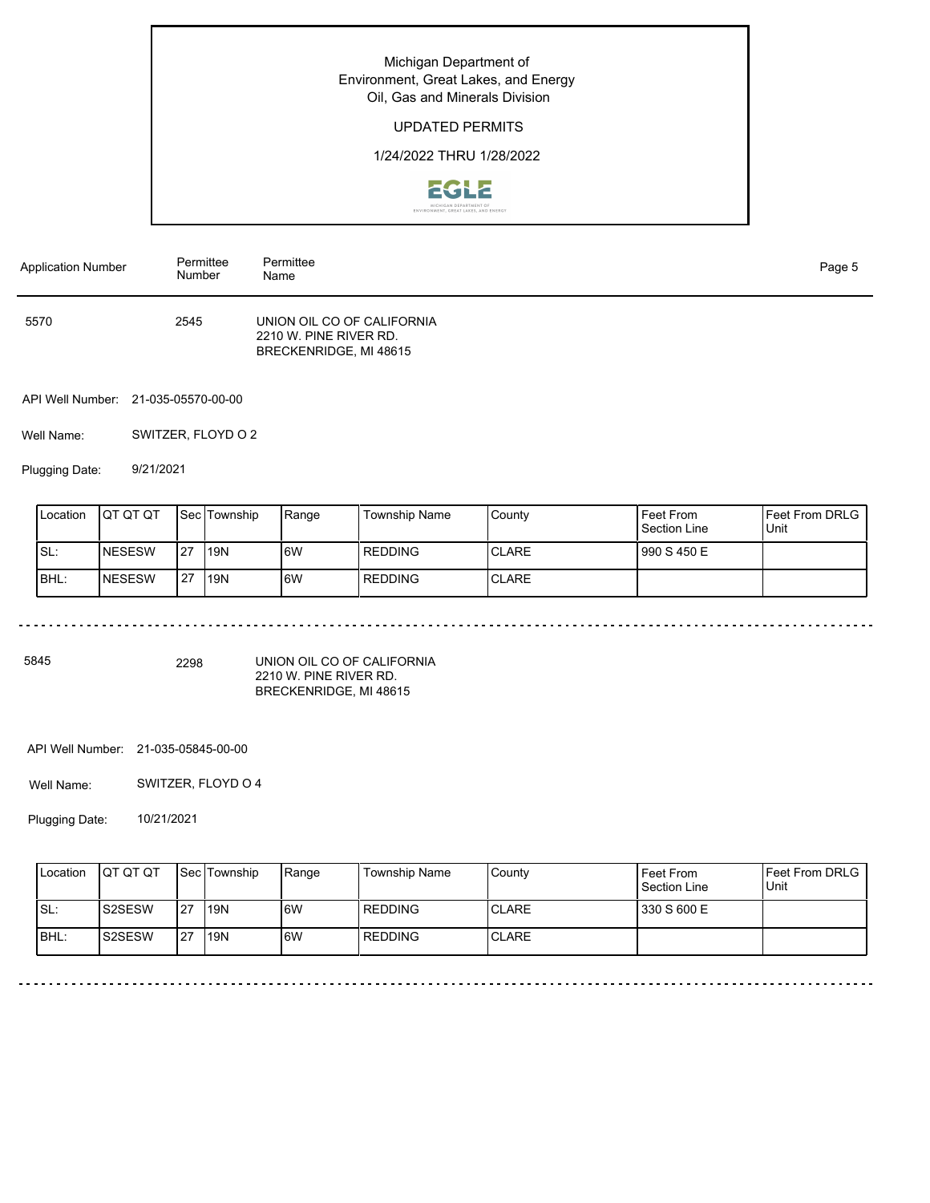Michigan Department of Environment, Great Lakes, and Energy
Oil, Gas and Minerals Division

UPDATED PERMITS

1/24/2022 THRU 1/28/2022

| Application Number | Permittee Number | Permittee Name |
|---|---|---|
| 5570 | 2545 | UNION OIL CO OF CALIFORNIA<br>2210 W. PINE RIVER RD.<br>BRECKENRIDGE, MI 48615 |

API Well Number: 21-035-05570-00-00

Well Name: SWITZER, FLOYD O 2

Plugging Date: 9/21/2021

| Location | QT QT QT | Sec | Township | Range | Township Name | County | Feet From Section Line | Feet From DRLG Unit |
|---|---|---|---|---|---|---|---|---|
| SL: | NESESW | 27 | 19N | 6W | REDDING | CLARE | 990 S 450 E | |
| BHL: | NESESW | 27 | 19N | 6W | REDDING | CLARE | | |

---

| Application Number | Permittee Number | Permittee Name |
|---|---|---|
| 5845 | 2298 | UNION OIL CO OF CALIFORNIA<br>2210 W. PINE RIVER RD.<br>BRECKENRIDGE, MI 48615 |

API Well Number: 21-035-05845-00-00

Well Name: SWITZER, FLOYD O 4

Plugging Date: 10/21/2021

| Location | QT QT QT | Sec | Township | Range | Township Name | County | Feet From Section Line | Feet From DRLG Unit |
|---|---|---|---|---|---|---|---|---|
| SL: | S2SESW | 27 | 19N | 6W | REDDING | CLARE | 330 S 600 E | |
| BHL: | S2SESW | 27 | 19N | 6W | REDDING | CLARE | | |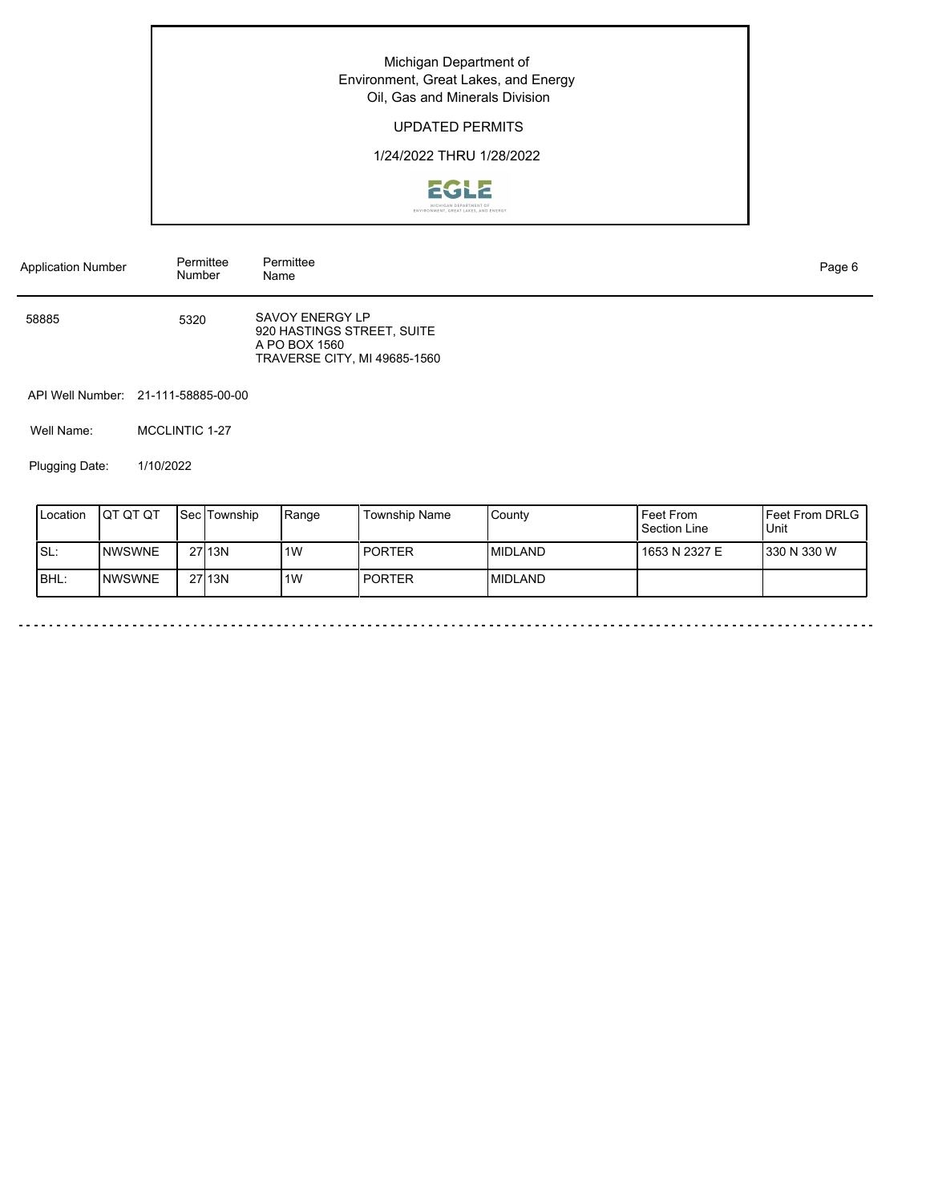Michigan Department of Environment, Great Lakes, and Energy
Oil, Gas and Minerals Division

UPDATED PERMITS

1/24/2022 THRU 1/28/2022

| Application Number | Permittee Number | Permittee Name |
|---|---|---|
| 58885 | 5320 | SAVOY ENERGY LP<br>920 HASTINGS STREET, SUITE A PO BOX 1560<br>TRAVERSE CITY, MI 49685-1560 |

API Well Number: 21-111-58885-00-00

Well Name: MCCLINTIC 1-27

Plugging Date: 1/10/2022

| Location | QT QT QT | Sec | Township | Range | Township Name | County | Feet From Section Line | Feet From DRLG Unit |
|---|---|---|---|---|---|---|---|---|
| SL: | NWSWNE | 27 | 13N | 1W | PORTER | MIDLAND | 1653 N 2327 E | 330 N 330 W |
| BHL: | NWSWNE | 27 | 13N | 1W | PORTER | MIDLAND | | |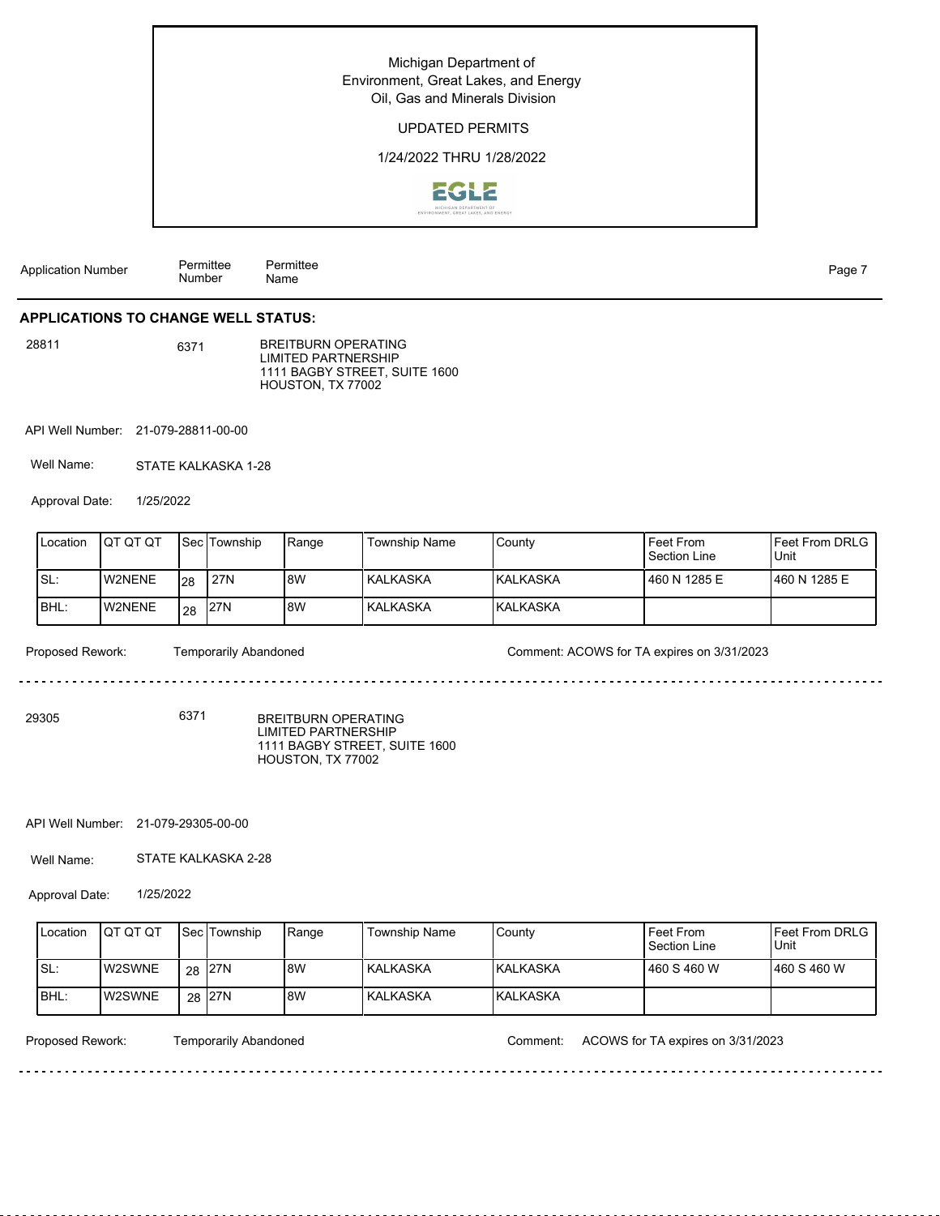Michigan Department of
Environment, Great Lakes, and Energy
Oil, Gas and Minerals Division

UPDATED PERMITS

1/24/2022 THRU 1/28/2022

| Application Number | Permittee Number | Permittee Name |
|---|---|---|

## APPLICATIONS TO CHANGE WELL STATUS:

**28811** — **6371** — BREITBURN OPERATING LIMITED PARTNERSHIP
1111 BAGBY STREET, SUITE 1600
HOUSTON, TX 77002

API Well Number: 21-079-28811-00-00

Well Name: STATE KALKASKA 1-28

Approval Date: 1/25/2022

| Location | QT QT QT | Sec | Township | Range | Township Name | County | Feet From Section Line | Feet From DRLG Unit |
|---|---|---|---|---|---|---|---|---|
| SL: | W2NENE | 28 | 27N | 8W | KALKASKA | KALKASKA | 460 N 1285 E | 460 N 1285 E |
| BHL: | W2NENE | 28 | 27N | 8W | KALKASKA | KALKASKA | | |

Proposed Rework: Temporarily Abandoned

Comment: ACOWS for TA expires on 3/31/2023

---

**29305** — **6371** — BREITBURN OPERATING LIMITED PARTNERSHIP
1111 BAGBY STREET, SUITE 1600
HOUSTON, TX 77002

API Well Number: 21-079-29305-00-00

Well Name: STATE KALKASKA 2-28

Approval Date: 1/25/2022

| Location | QT QT QT | Sec | Township | Range | Township Name | County | Feet From Section Line | Feet From DRLG Unit |
|---|---|---|---|---|---|---|---|---|
| SL: | W2SWNE | 28 | 27N | 8W | KALKASKA | KALKASKA | 460 S 460 W | 460 S 460 W |
| BHL: | W2SWNE | 28 | 27N | 8W | KALKASKA | KALKASKA | | |

Proposed Rework: Temporarily Abandoned

Comment: ACOWS for TA expires on 3/31/2023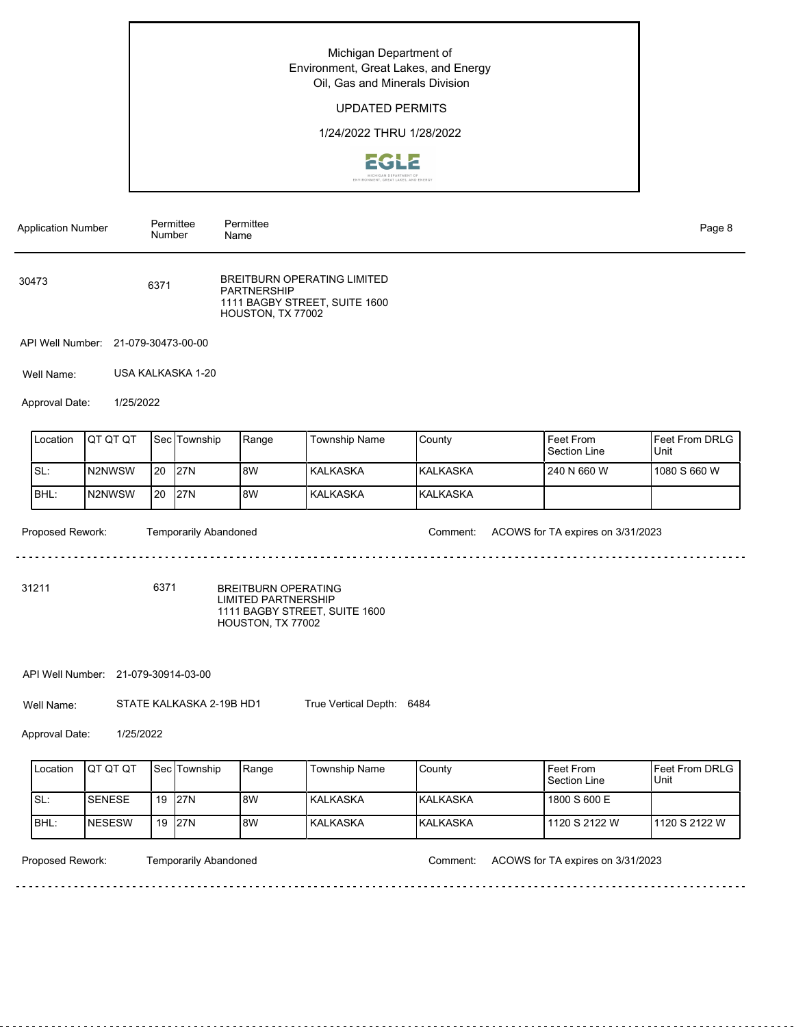Michigan Department of Environment, Great Lakes, and Energy
Oil, Gas and Minerals Division

UPDATED PERMITS

1/24/2022 THRU 1/28/2022

| Application Number | Permittee Number | Permittee Name |
|---|---|---|

30473 | 6371 | BREITBURN OPERATING LIMITED PARTNERSHIP
1111 BAGBY STREET, SUITE 1600
HOUSTON, TX 77002

API Well Number: 21-079-30473-00-00

Well Name: USA KALKASKA 1-20

Approval Date: 1/25/2022

| Location | QT QT QT | Sec | Township | Range | Township Name | County | Feet From Section Line | Feet From DRLG Unit |
|---|---|---|---|---|---|---|---|---|
| SL: | N2NWSW | 20 | 27N | 8W | KALKASKA | KALKASKA | 240 N 660 W | 1080 S 660 W |
| BHL: | N2NWSW | 20 | 27N | 8W | KALKASKA | KALKASKA | | |

Proposed Rework: Temporarily Abandoned

Comment: ACOWS for TA expires on 3/31/2023

---

31211 | 6371 | BREITBURN OPERATING LIMITED PARTNERSHIP
1111 BAGBY STREET, SUITE 1600
HOUSTON, TX 77002

API Well Number: 21-079-30914-03-00

Well Name: STATE KALKASKA 2-19B HD1

True Vertical Depth: 6484

Approval Date: 1/25/2022

| Location | QT QT QT | Sec | Township | Range | Township Name | County | Feet From Section Line | Feet From DRLG Unit |
|---|---|---|---|---|---|---|---|---|
| SL: | SENESE | 19 | 27N | 8W | KALKASKA | KALKASKA | 1800 S 600 E | |
| BHL: | NESESW | 19 | 27N | 8W | KALKASKA | KALKASKA | 1120 S 2122 W | 1120 S 2122 W |

Proposed Rework: Temporarily Abandoned

Comment: ACOWS for TA expires on 3/31/2023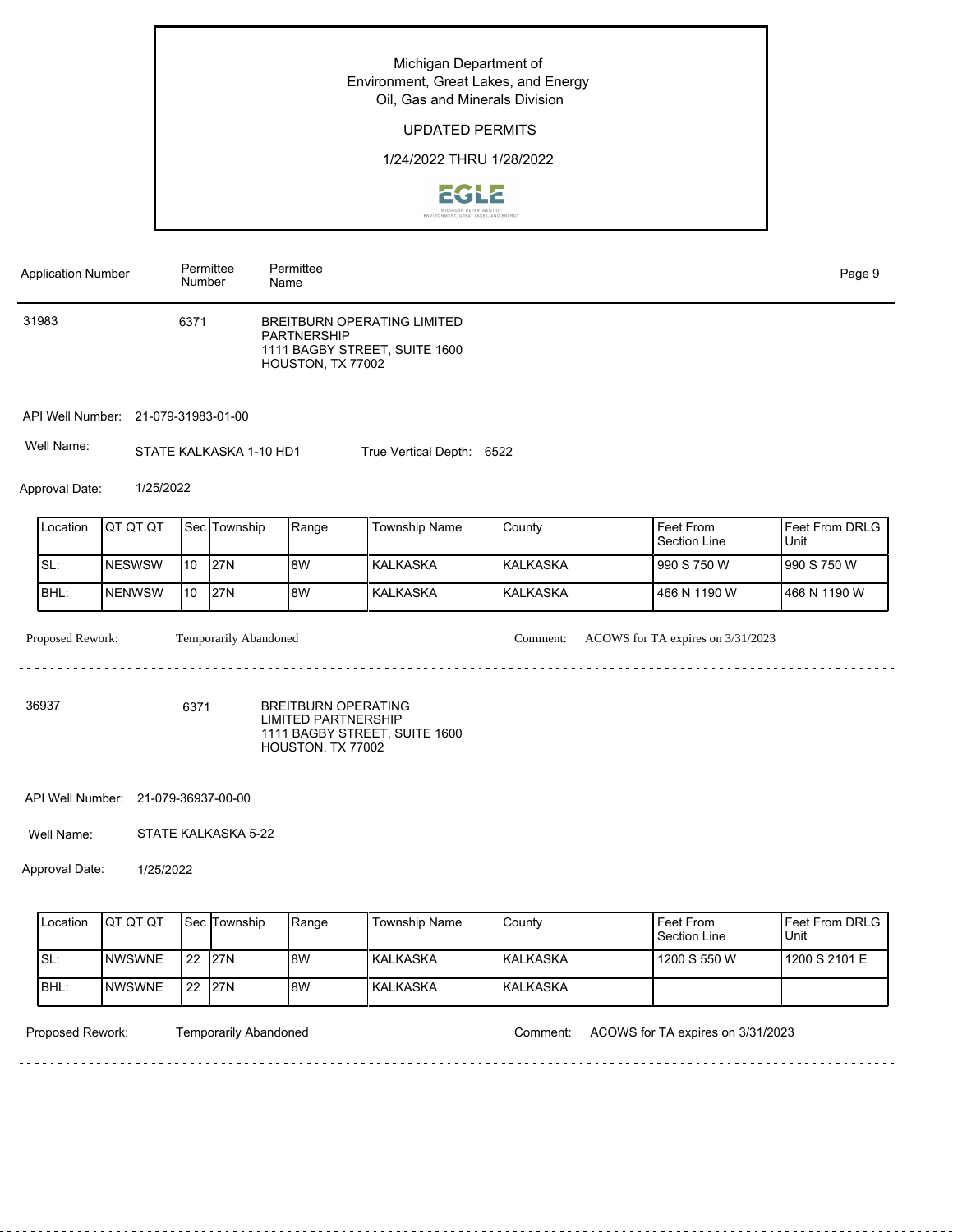Michigan Department of
Environment, Great Lakes, and Energy
Oil, Gas and Minerals Division

UPDATED PERMITS

1/24/2022 THRU 1/28/2022

| Application Number | Permittee Number | Permittee Name |
|---|---|---|
| 31983 | 6371 | BREITBURN OPERATING LIMITED PARTNERSHIP<br>1111 BAGBY STREET, SUITE 1600<br>HOUSTON, TX 77002 |

API Well Number: 21-079-31983-01-00

Well Name: STATE KALKASKA 1-10 HD1 True Vertical Depth: 6522

Approval Date: 1/25/2022

| Location | QT QT QT | Sec | Township | Range | Township Name | County | Feet From Section Line | Feet From DRLG Unit |
|---|---|---|---|---|---|---|---|---|
| SL: | NESWSW | 10 | 27N | 8W | KALKASKA | KALKASKA | 990 S 750 W | 990 S 750 W |
| BHL: | NENWSW | 10 | 27N | 8W | KALKASKA | KALKASKA | 466 N 1190 W | 466 N 1190 W |

Proposed Rework: Temporarily Abandoned Comment: ACOWS for TA expires on 3/31/2023

---

| Application Number | Permittee Number | Permittee Name |
|---|---|---|
| 36937 | 6371 | BREITBURN OPERATING LIMITED PARTNERSHIP<br>1111 BAGBY STREET, SUITE 1600<br>HOUSTON, TX 77002 |

API Well Number: 21-079-36937-00-00

Well Name: STATE KALKASKA 5-22

Approval Date: 1/25/2022

| Location | QT QT QT | Sec | Township | Range | Township Name | County | Feet From Section Line | Feet From DRLG Unit |
|---|---|---|---|---|---|---|---|---|
| SL: | NWSWNE | 22 | 27N | 8W | KALKASKA | KALKASKA | 1200 S 550 W | 1200 S 2101 E |
| BHL: | NWSWNE | 22 | 27N | 8W | KALKASKA | KALKASKA | | |

Proposed Rework: Temporarily Abandoned Comment: ACOWS for TA expires on 3/31/2023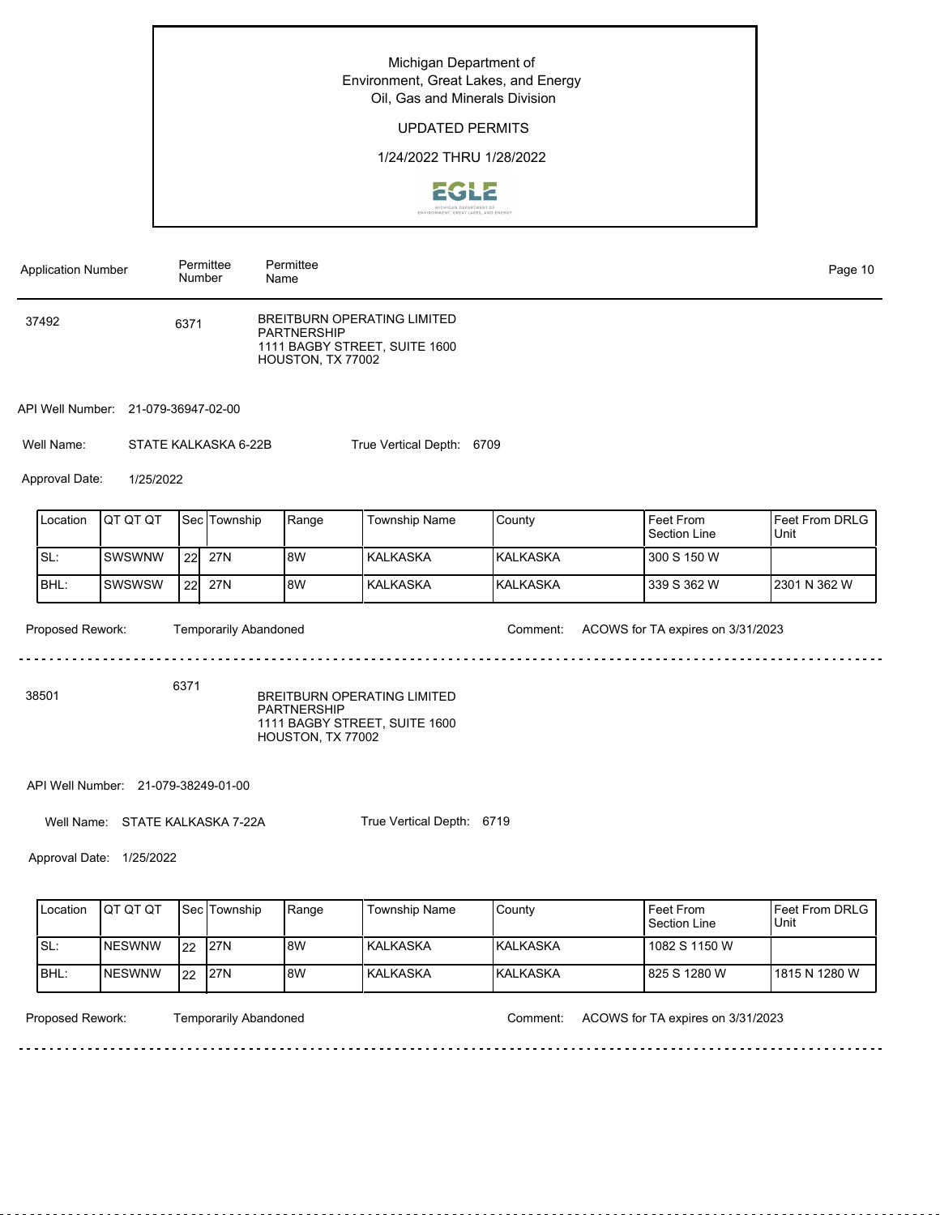Michigan Department of
Environment, Great Lakes, and Energy
Oil, Gas and Minerals Division

UPDATED PERMITS

1/24/2022 THRU 1/28/2022

| Application Number | Permittee Number | Permittee Name |
|---|---|---|
| 37492 | 6371 | BREITBURN OPERATING LIMITED PARTNERSHIP<br>1111 BAGBY STREET, SUITE 1600<br>HOUSTON, TX 77002 |

API Well Number: 21-079-36947-02-00

Well Name: STATE KALKASKA 6-22B

True Vertical Depth: 6709

Approval Date: 1/25/2022

| Location | QT QT QT | Sec | Township | Range | Township Name | County | Feet From Section Line | Feet From DRLG Unit |
|---|---|---|---|---|---|---|---|---|
| SL: | SWSWNW | 22 | 27N | 8W | KALKASKA | KALKASKA | 300 S 150 W | |
| BHL: | SWSWSW | 22 | 27N | 8W | KALKASKA | KALKASKA | 339 S 362 W | 2301 N 362 W |

Proposed Rework: Temporarily Abandoned

Comment: ACOWS for TA expires on 3/31/2023

---

| Application Number | Permittee Number | Permittee Name |
|---|---|---|
| 38501 | 6371 | BREITBURN OPERATING LIMITED PARTNERSHIP<br>1111 BAGBY STREET, SUITE 1600<br>HOUSTON, TX 77002 |

API Well Number: 21-079-38249-01-00

Well Name: STATE KALKASKA 7-22A

True Vertical Depth: 6719

Approval Date: 1/25/2022

| Location | QT QT QT | Sec | Township | Range | Township Name | County | Feet From Section Line | Feet From DRLG Unit |
|---|---|---|---|---|---|---|---|---|
| SL: | NESWNW | 22 | 27N | 8W | KALKASKA | KALKASKA | 1082 S 1150 W | |
| BHL: | NESWNW | 22 | 27N | 8W | KALKASKA | KALKASKA | 825 S 1280 W | 1815 N 1280 W |

Proposed Rework: Temporarily Abandoned

Comment: ACOWS for TA expires on 3/31/2023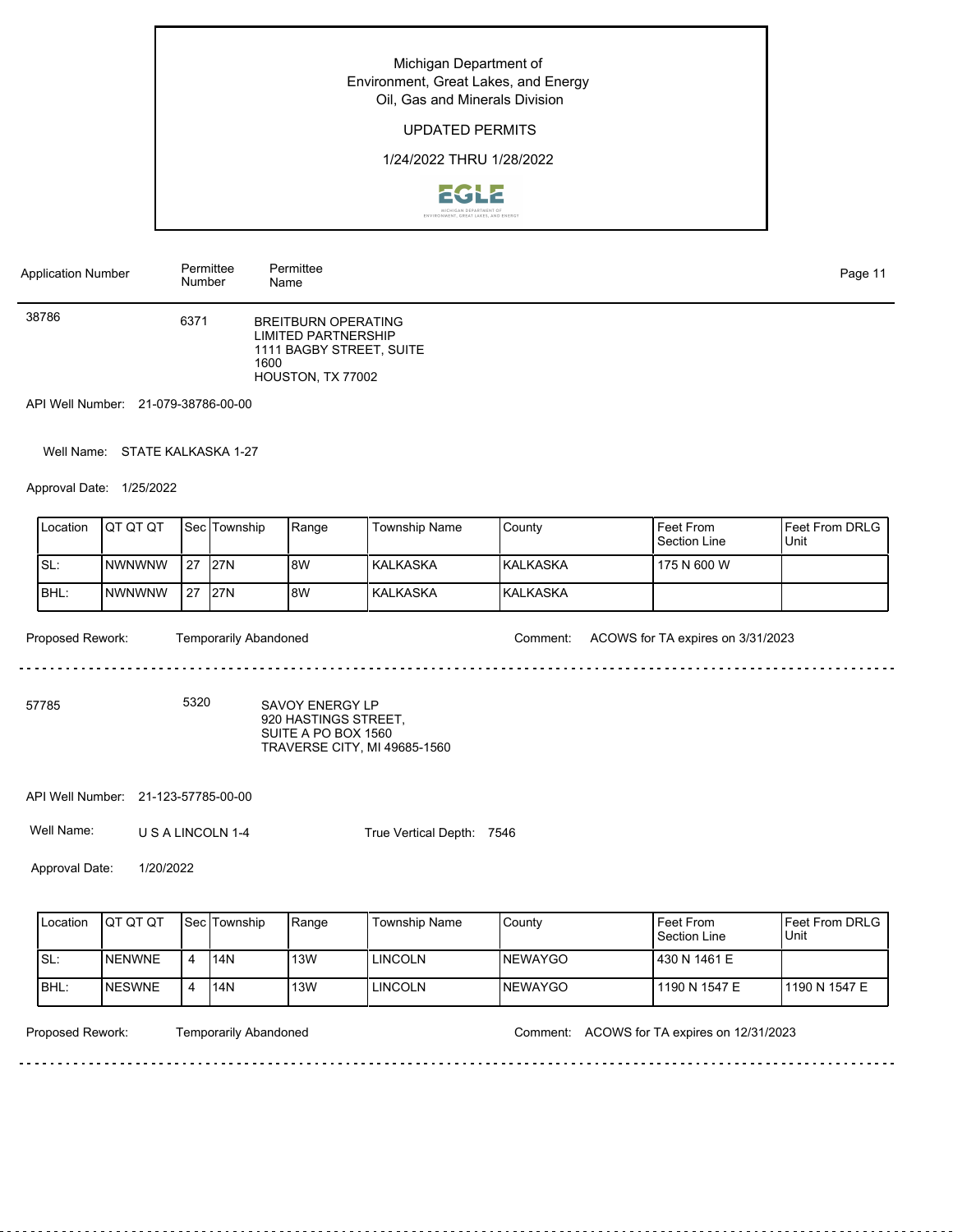Michigan Department of
Environment, Great Lakes, and Energy
Oil, Gas and Minerals Division

UPDATED PERMITS

1/24/2022 THRU 1/28/2022

| Application Number | Permittee Number | Permittee Name |
|---|---|---|
| 38786 | 6371 | BREITBURN OPERATING LIMITED PARTNERSHIP<br>1111 BAGBY STREET, SUITE 1600<br>HOUSTON, TX 77002 |

API Well Number: 21-079-38786-00-00

Well Name: STATE KALKASKA 1-27

Approval Date: 1/25/2022

| Location | QT QT QT | Sec | Township | Range | Township Name | County | Feet From Section Line | Feet From DRLG Unit |
|---|---|---|---|---|---|---|---|---|
| SL: | NWNWNW | 27 | 27N | 8W | KALKASKA | KALKASKA | 175 N 600 W | |
| BHL: | NWNWNW | 27 | 27N | 8W | KALKASKA | KALKASKA | | |

Proposed Rework: Temporarily Abandoned

Comment: ACOWS for TA expires on 3/31/2023

---

| Application Number | Permittee Number | Permittee Name |
|---|---|---|
| 57785 | 5320 | SAVOY ENERGY LP<br>920 HASTINGS STREET,<br>SUITE A PO BOX 1560<br>TRAVERSE CITY, MI 49685-1560 |

API Well Number: 21-123-57785-00-00

Well Name: U S A LINCOLN 1-4

True Vertical Depth: 7546

Approval Date: 1/20/2022

| Location | QT QT QT | Sec | Township | Range | Township Name | County | Feet From Section Line | Feet From DRLG Unit |
|---|---|---|---|---|---|---|---|---|
| SL: | NENWNE | 4 | 14N | 13W | LINCOLN | NEWAYGO | 430 N 1461 E | |
| BHL: | NESWNE | 4 | 14N | 13W | LINCOLN | NEWAYGO | 1190 N 1547 E | 1190 N 1547 E |

Proposed Rework: Temporarily Abandoned

Comment: ACOWS for TA expires on 12/31/2023

---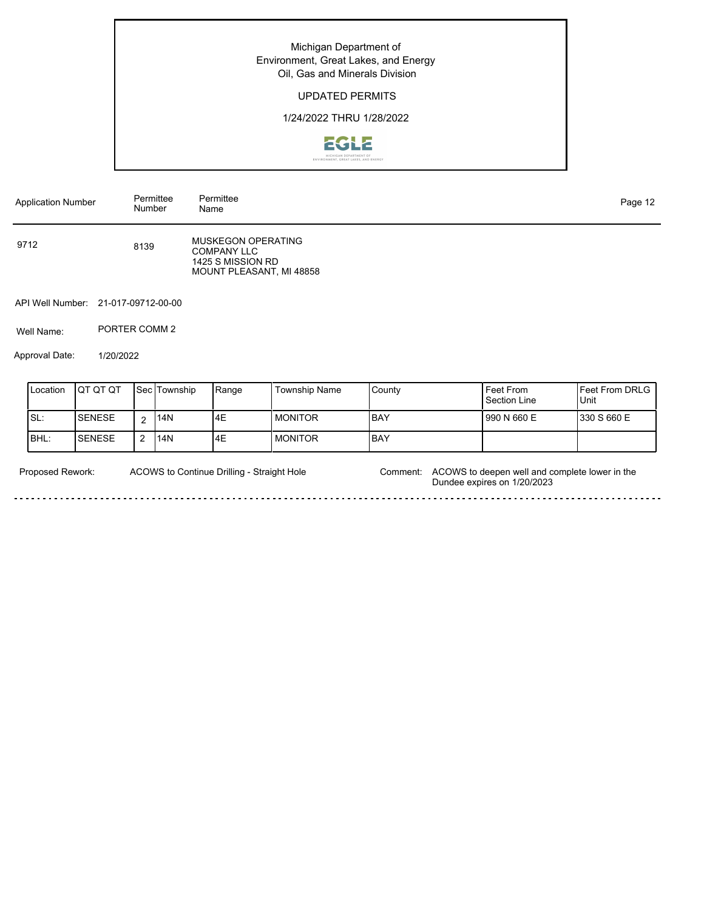Michigan Department of Environment, Great Lakes, and Energy
Oil, Gas and Minerals Division

UPDATED PERMITS

1/24/2022 THRU 1/28/2022

| Application Number | Permittee Number | Permittee Name |
|---|---|---|
| 9712 | 8139 | MUSKEGON OPERATING COMPANY LLC<br>1425 S MISSION RD<br>MOUNT PLEASANT, MI 48858 |

API Well Number: 21-017-09712-00-00

Well Name: PORTER COMM 2

Approval Date: 1/20/2022

| Location | QT QT QT | Sec | Township | Range | Township Name | County | Feet From Section Line | Feet From DRLG Unit |
|---|---|---|---|---|---|---|---|---|
| SL: | SENESE | 2 | 14N | 4E | MONITOR | BAY | 990 N 660 E | 330 S 660 E |
| BHL: | SENESE | 2 | 14N | 4E | MONITOR | BAY | | |

Proposed Rework: ACOWS to Continue Drilling - Straight Hole

Comment: ACOWS to deepen well and complete lower in the Dundee expires on 1/20/2023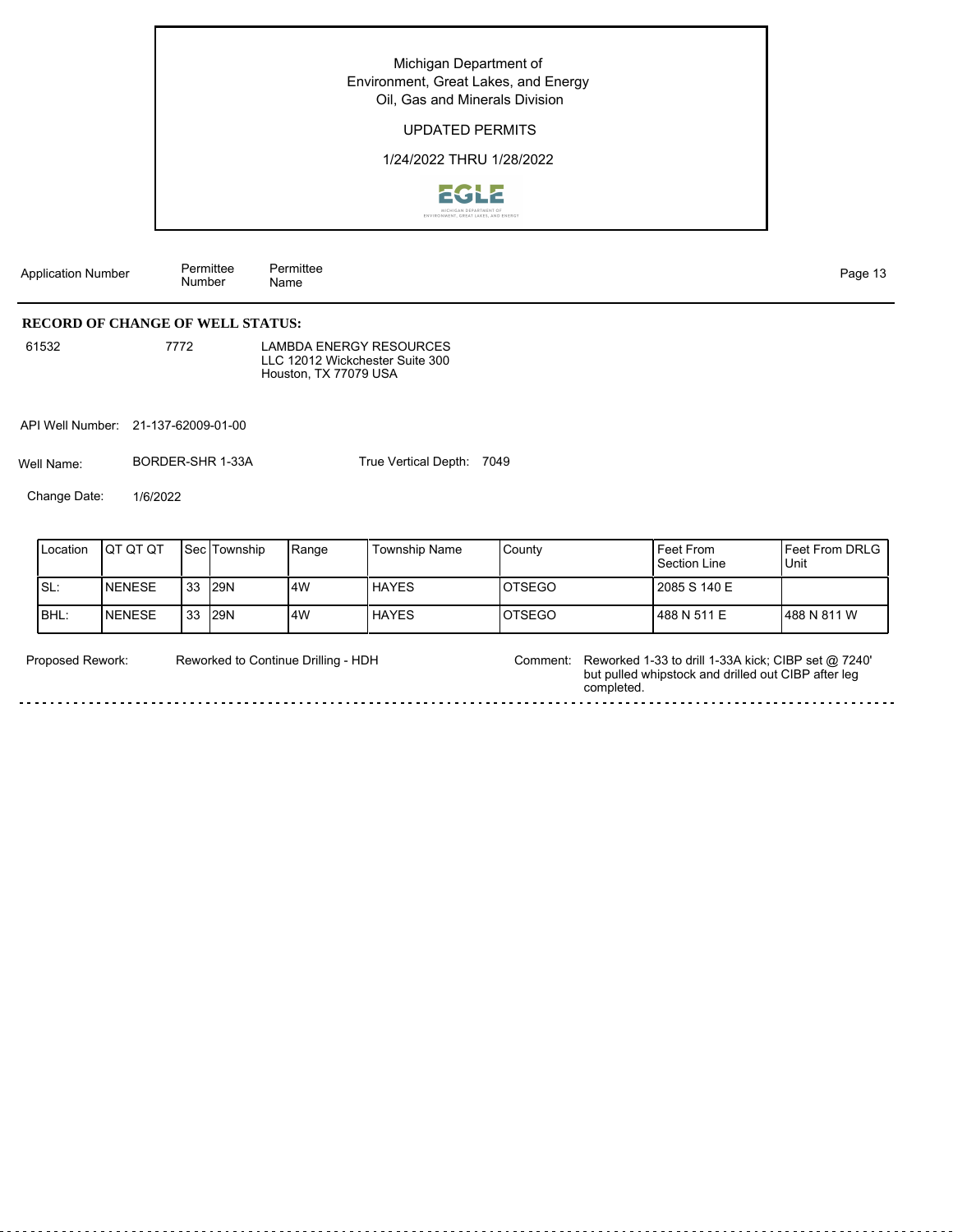Michigan Department of
Environment, Great Lakes, and Energy
Oil, Gas and Minerals Division

UPDATED PERMITS

1/24/2022 THRU 1/28/2022

| Application Number | Permittee Number | Permittee Name |
|---|---|---|

**RECORD OF CHANGE OF WELL STATUS:**

61532 &nbsp;&nbsp; 7772 &nbsp;&nbsp; LAMBDA ENERGY RESOURCES LLC 12012 Wickchester Suite 300 Houston, TX 77079 USA

API Well Number: 21-137-62009-01-00

Well Name: BORDER-SHR 1-33A &nbsp;&nbsp; True Vertical Depth: 7049

Change Date: 1/6/2022

| Location | QT QT QT | Sec | Township | Range | Township Name | County | Feet From Section Line | Feet From DRLG Unit |
|---|---|---|---|---|---|---|---|---|
| SL: | NENESE | 33 | 29N | 4W | HAYES | OTSEGO | 2085 S 140 E | |
| BHL: | NENESE | 33 | 29N | 4W | HAYES | OTSEGO | 488 N 511 E | 488 N 811 W |

Proposed Rework: Reworked to Continue Drilling - HDH

Comment: Reworked 1-33 to drill 1-33A kick; CIBP set @ 7240' but pulled whipstock and drilled out CIBP after leg completed.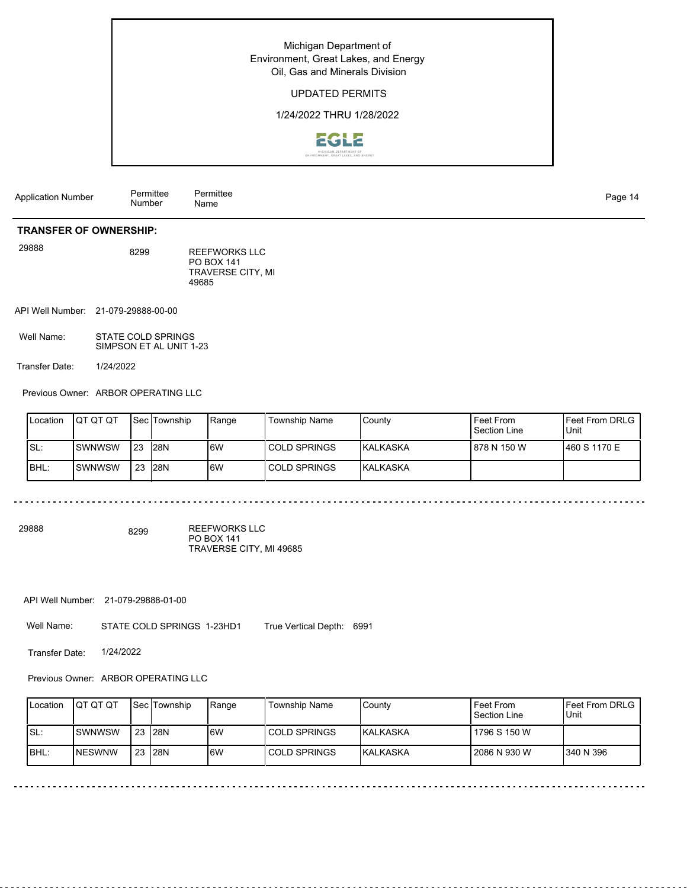Michigan Department of
Environment, Great Lakes, and Energy
Oil, Gas and Minerals Division

UPDATED PERMITS

1/24/2022 THRU 1/28/2022

| Application Number | Permittee Number | Permittee Name |
|---|---|---|

**TRANSFER OF OWNERSHIP:**

29888 8299 REEFWORKS LLC
PO BOX 141
TRAVERSE CITY, MI
49685

API Well Number: 21-079-29888-00-00

Well Name: STATE COLD SPRINGS SIMPSON ET AL UNIT 1-23

Transfer Date: 1/24/2022

Previous Owner: ARBOR OPERATING LLC

| Location | QT QT QT | Sec | Township | Range | Township Name | County | Feet From Section Line | Feet From DRLG Unit |
|---|---|---|---|---|---|---|---|---|
| SL: | SWNWSW | 23 | 28N | 6W | COLD SPRINGS | KALKASKA | 878 N 150 W | 460 S 1170 E |
| BHL: | SWNWSW | 23 | 28N | 6W | COLD SPRINGS | KALKASKA | | |

---

29888 8299 REEFWORKS LLC
PO BOX 141
TRAVERSE CITY, MI 49685

API Well Number: 21-079-29888-01-00

Well Name: STATE COLD SPRINGS 1-23HD1 True Vertical Depth: 6991

Transfer Date: 1/24/2022

Previous Owner: ARBOR OPERATING LLC

| Location | QT QT QT | Sec | Township | Range | Township Name | County | Feet From Section Line | Feet From DRLG Unit |
|---|---|---|---|---|---|---|---|---|
| SL: | SWNWSW | 23 | 28N | 6W | COLD SPRINGS | KALKASKA | 1796 S 150 W | |
| BHL: | NESWNW | 23 | 28N | 6W | COLD SPRINGS | KALKASKA | 2086 N 930 W | 340 N 396 |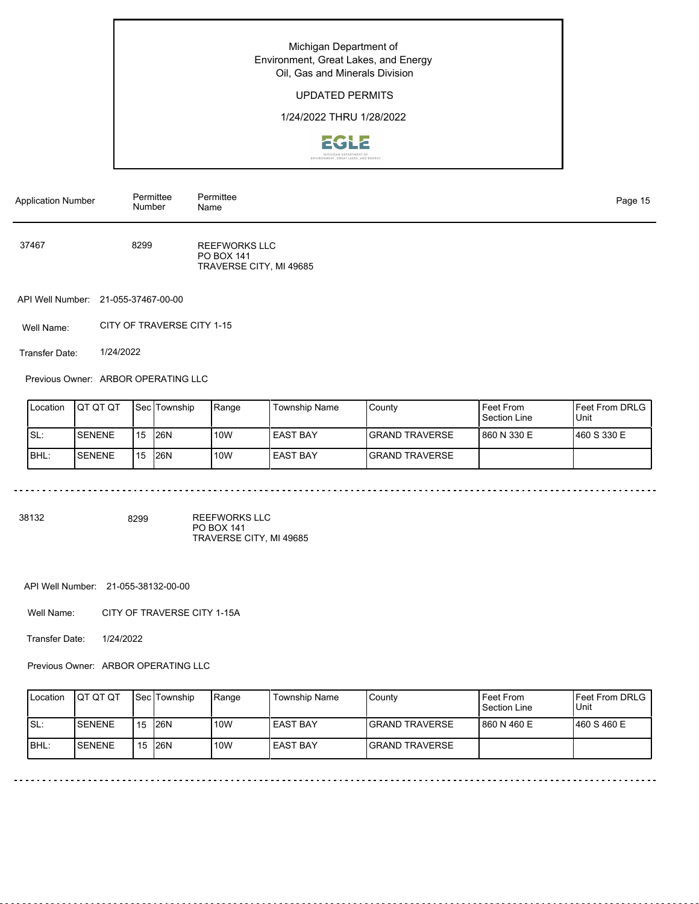Michigan Department of
Environment, Great Lakes, and Energy
Oil, Gas and Minerals Division

UPDATED PERMITS

1/24/2022 THRU 1/28/2022

| Application Number | Permittee Number | Permittee Name |
|---|---|---|
| 37467 | 8299 | REEFWORKS LLC<br>PO BOX 141<br>TRAVERSE CITY, MI 49685 |

API Well Number: 21-055-37467-00-00

Well Name: CITY OF TRAVERSE CITY 1-15

Transfer Date: 1/24/2022

Previous Owner: ARBOR OPERATING LLC

| Location | QT QT QT | Sec | Township | Range | Township Name | County | Feet From Section Line | Feet From DRLG Unit |
|---|---|---|---|---|---|---|---|---|
| SL: | SENENE | 15 | 26N | 10W | EAST BAY | GRAND TRAVERSE | 860 N 330 E | 460 S 330 E |
| BHL: | SENENE | 15 | 26N | 10W | EAST BAY | GRAND TRAVERSE | | |

---

| Application Number | Permittee Number | Permittee Name |
|---|---|---|
| 38132 | 8299 | REEFWORKS LLC<br>PO BOX 141<br>TRAVERSE CITY, MI 49685 |

API Well Number: 21-055-38132-00-00

Well Name: CITY OF TRAVERSE CITY 1-15A

Transfer Date: 1/24/2022

Previous Owner: ARBOR OPERATING LLC

| Location | QT QT QT | Sec | Township | Range | Township Name | County | Feet From Section Line | Feet From DRLG Unit |
|---|---|---|---|---|---|---|---|---|
| SL: | SENENE | 15 | 26N | 10W | EAST BAY | GRAND TRAVERSE | 860 N 460 E | 460 S 460 E |
| BHL: | SENENE | 15 | 26N | 10W | EAST BAY | GRAND TRAVERSE | | |

---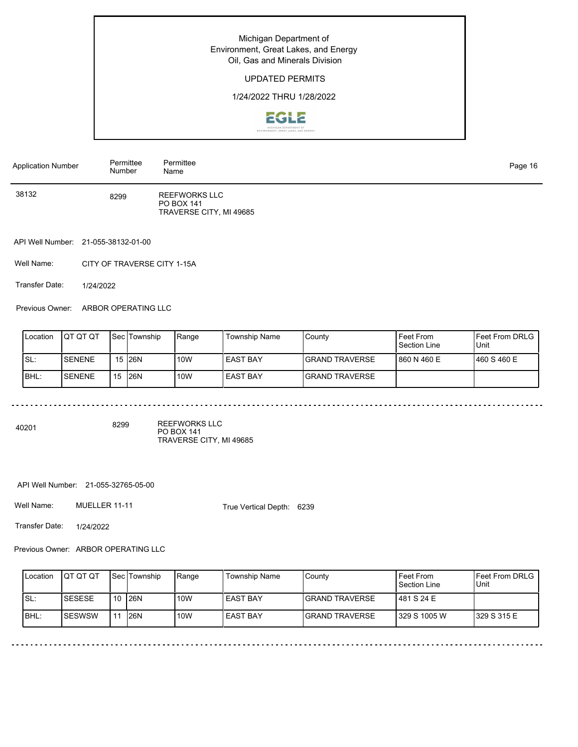Michigan Department of
Environment, Great Lakes, and Energy
Oil, Gas and Minerals Division

UPDATED PERMITS

1/24/2022 THRU 1/28/2022

| Application Number | Permittee Number | Permittee Name |
|---|---|---|
| 38132 | 8299 | REEFWORKS LLC<br>PO BOX 141<br>TRAVERSE CITY, MI 49685 |

API Well Number: 21-055-38132-01-00

Well Name: CITY OF TRAVERSE CITY 1-15A

Transfer Date: 1/24/2022

Previous Owner: ARBOR OPERATING LLC

| Location | QT QT QT | Sec | Township | Range | Township Name | County | Feet From Section Line | Feet From DRLG Unit |
|---|---|---|---|---|---|---|---|---|
| SL: | SENENE | 15 | 26N | 10W | EAST BAY | GRAND TRAVERSE | 860 N 460 E | 460 S 460 E |
| BHL: | SENENE | 15 | 26N | 10W | EAST BAY | GRAND TRAVERSE | | |

---

| Application Number | Permittee Number | Permittee Name |
|---|---|---|
| 40201 | 8299 | REEFWORKS LLC<br>PO BOX 141<br>TRAVERSE CITY, MI 49685 |

API Well Number: 21-055-32765-05-00

Well Name: MUELLER 11-11

True Vertical Depth: 6239

Transfer Date: 1/24/2022

Previous Owner: ARBOR OPERATING LLC

| Location | QT QT QT | Sec | Township | Range | Township Name | County | Feet From Section Line | Feet From DRLG Unit |
|---|---|---|---|---|---|---|---|---|
| SL: | SESESE | 10 | 26N | 10W | EAST BAY | GRAND TRAVERSE | 481 S 24 E | |
| BHL: | SESWSW | 11 | 26N | 10W | EAST BAY | GRAND TRAVERSE | 329 S 1005 W | 329 S 315 E |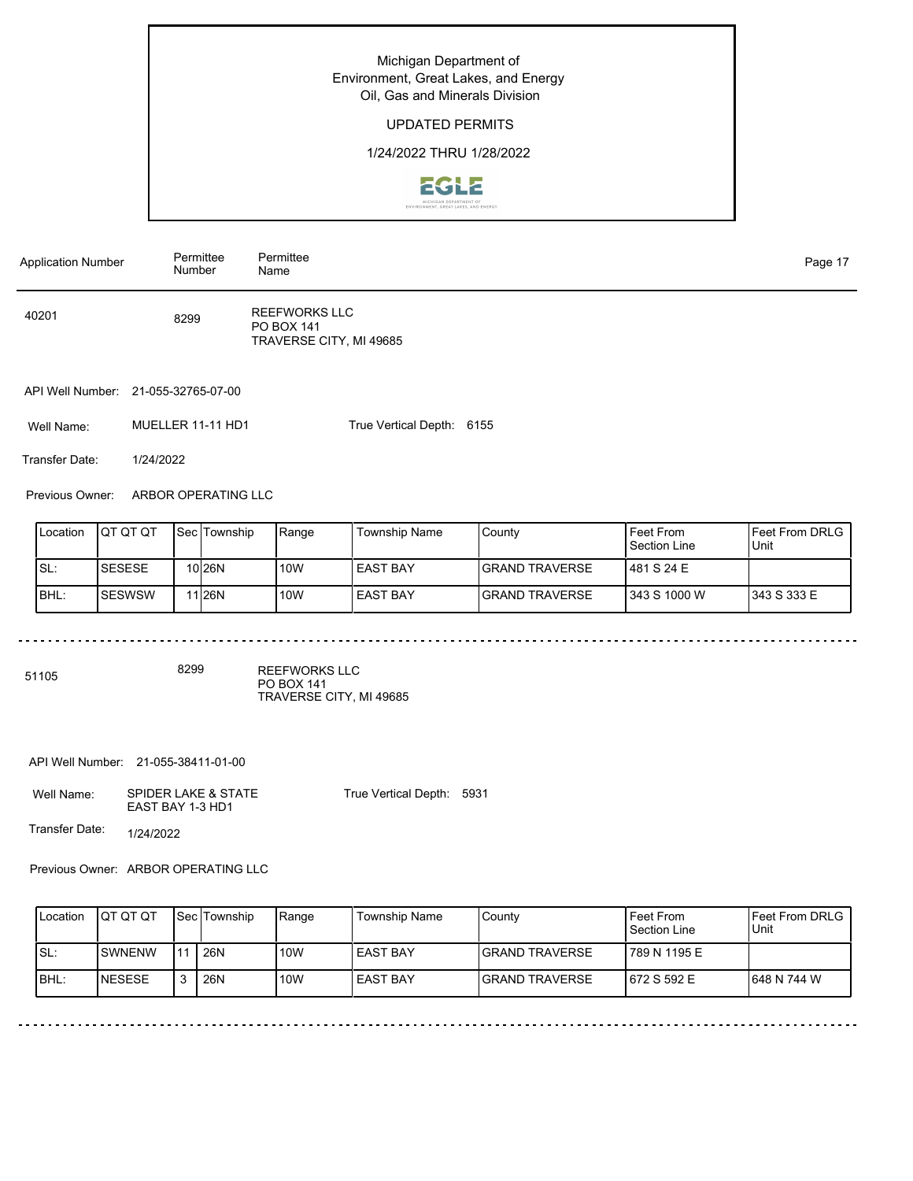Michigan Department of
Environment, Great Lakes, and Energy
Oil, Gas and Minerals Division

UPDATED PERMITS

1/24/2022 THRU 1/28/2022

| Application Number | Permittee Number | Permittee Name |
|---|---|---|
| 40201 | 8299 | REEFWORKS LLC<br>PO BOX 141<br>TRAVERSE CITY, MI 49685 |

API Well Number: 21-055-32765-07-00

Well Name: MUELLER 11-11 HD1

True Vertical Depth: 6155

Transfer Date: 1/24/2022

Previous Owner: ARBOR OPERATING LLC

| Location | QT QT QT | Sec | Township | Range | Township Name | County | Feet From Section Line | Feet From DRLG Unit |
|---|---|---|---|---|---|---|---|---|
| SL: | SESESE | 10 | 26N | 10W | EAST BAY | GRAND TRAVERSE | 481 S 24 E | |
| BHL: | SESWSW | 11 | 26N | 10W | EAST BAY | GRAND TRAVERSE | 343 S 1000 W | 343 S 333 E |

---

| Application Number | Permittee Number | Permittee Name |
|---|---|---|
| 51105 | 8299 | REEFWORKS LLC<br>PO BOX 141<br>TRAVERSE CITY, MI 49685 |

API Well Number: 21-055-38411-01-00

Well Name: SPIDER LAKE & STATE EAST BAY 1-3 HD1

True Vertical Depth: 5931

Transfer Date: 1/24/2022

Previous Owner: ARBOR OPERATING LLC

| Location | QT QT QT | Sec | Township | Range | Township Name | County | Feet From Section Line | Feet From DRLG Unit |
|---|---|---|---|---|---|---|---|---|
| SL: | SWNENW | 11 | 26N | 10W | EAST BAY | GRAND TRAVERSE | 789 N 1195 E | |
| BHL: | NESESE | 3 | 26N | 10W | EAST BAY | GRAND TRAVERSE | 672 S 592 E | 648 N 744 W |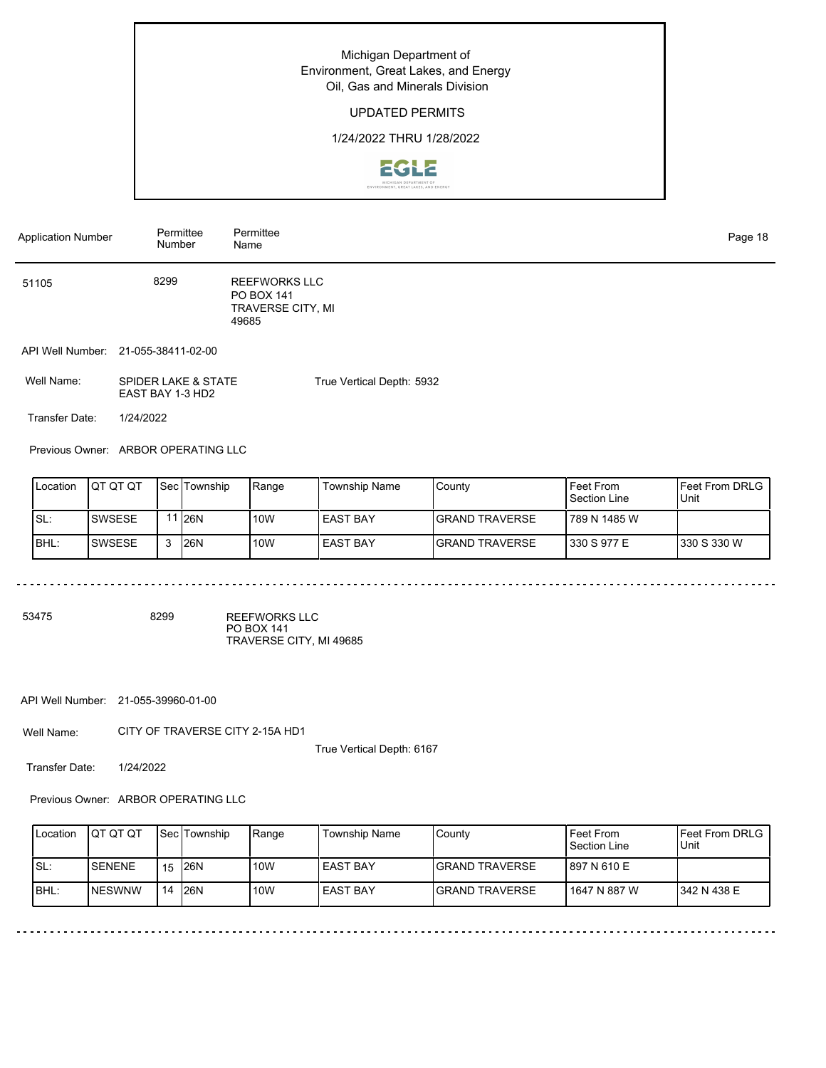Michigan Department of
Environment, Great Lakes, and Energy
Oil, Gas and Minerals Division

UPDATED PERMITS

1/24/2022 THRU 1/28/2022

| Application Number | Permittee Number | Permittee Name |
|---|---|---|
| 51105 | 8299 | REEFWORKS LLC<br>PO BOX 141<br>TRAVERSE CITY, MI<br>49685 |

API Well Number: 21-055-38411-02-00

Well Name: SPIDER LAKE & STATE EAST BAY 1-3 HD2

True Vertical Depth: 5932

Transfer Date: 1/24/2022

Previous Owner: ARBOR OPERATING LLC

| Location | QT QT QT | Sec | Township | Range | Township Name | County | Feet From Section Line | Feet From DRLG Unit |
|---|---|---|---|---|---|---|---|---|
| SL: | SWSESE | 11 | 26N | 10W | EAST BAY | GRAND TRAVERSE | 789 N 1485 W | |
| BHL: | SWSESE | 3 | 26N | 10W | EAST BAY | GRAND TRAVERSE | 330 S 977 E | 330 S 330 W |

---

| Application Number | Permittee Number | Permittee Name |
|---|---|---|
| 53475 | 8299 | REEFWORKS LLC<br>PO BOX 141<br>TRAVERSE CITY, MI 49685 |

API Well Number: 21-055-39960-01-00

Well Name: CITY OF TRAVERSE CITY 2-15A HD1

True Vertical Depth: 6167

Transfer Date: 1/24/2022

Previous Owner: ARBOR OPERATING LLC

| Location | QT QT QT | Sec | Township | Range | Township Name | County | Feet From Section Line | Feet From DRLG Unit |
|---|---|---|---|---|---|---|---|---|
| SL: | SENENE | 15 | 26N | 10W | EAST BAY | GRAND TRAVERSE | 897 N 610 E | |
| BHL: | NESWNW | 14 | 26N | 10W | EAST BAY | GRAND TRAVERSE | 1647 N 887 W | 342 N 438 E |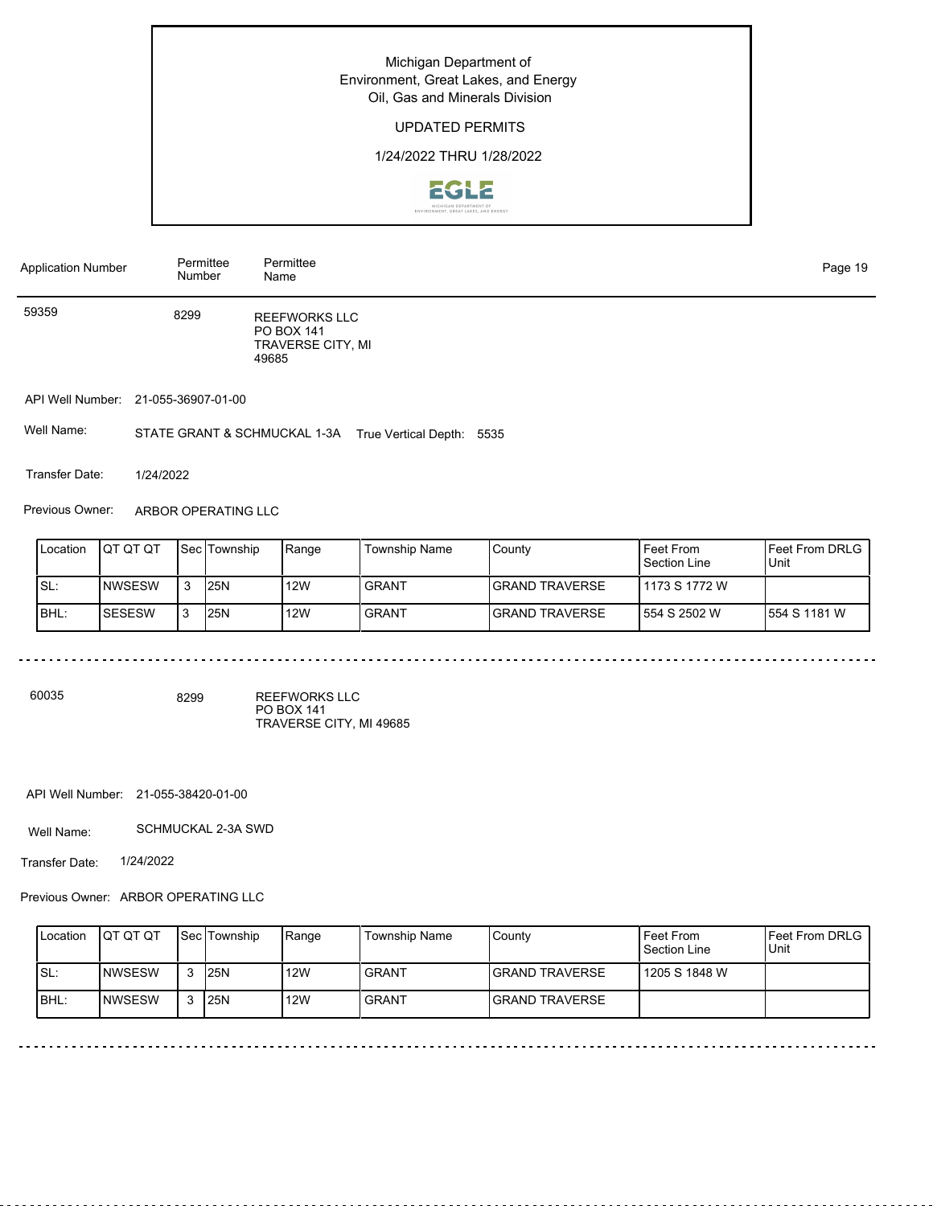Michigan Department of
Environment, Great Lakes, and Energy
Oil, Gas and Minerals Division

UPDATED PERMITS

1/24/2022 THRU 1/28/2022

| Application Number | Permittee Number | Permittee Name |
|---|---|---|
| 59359 | 8299 | REEFWORKS LLC<br>PO BOX 141<br>TRAVERSE CITY, MI<br>49685 |

API Well Number: 21-055-36907-01-00

Well Name: STATE GRANT & SCHMUCKAL 1-3A True Vertical Depth: 5535

Transfer Date: 1/24/2022

Previous Owner: ARBOR OPERATING LLC

| Location | QT QT QT | Sec | Township | Range | Township Name | County | Feet From Section Line | Feet From DRLG Unit |
|---|---|---|---|---|---|---|---|---|
| SL: | NWSESW | 3 | 25N | 12W | GRANT | GRAND TRAVERSE | 1173 S 1772 W | |
| BHL: | SESESW | 3 | 25N | 12W | GRANT | GRAND TRAVERSE | 554 S 2502 W | 554 S 1181 W |

| Application Number | Permittee Number | Permittee Name |
|---|---|---|
| 60035 | 8299 | REEFWORKS LLC<br>PO BOX 141<br>TRAVERSE CITY, MI 49685 |

API Well Number: 21-055-38420-01-00

Well Name: SCHMUCKAL 2-3A SWD

Transfer Date: 1/24/2022

Previous Owner: ARBOR OPERATING LLC

| Location | QT QT QT | Sec | Township | Range | Township Name | County | Feet From Section Line | Feet From DRLG Unit |
|---|---|---|---|---|---|---|---|---|
| SL: | NWSESW | 3 | 25N | 12W | GRANT | GRAND TRAVERSE | 1205 S 1848 W | |
| BHL: | NWSESW | 3 | 25N | 12W | GRANT | GRAND TRAVERSE | | |